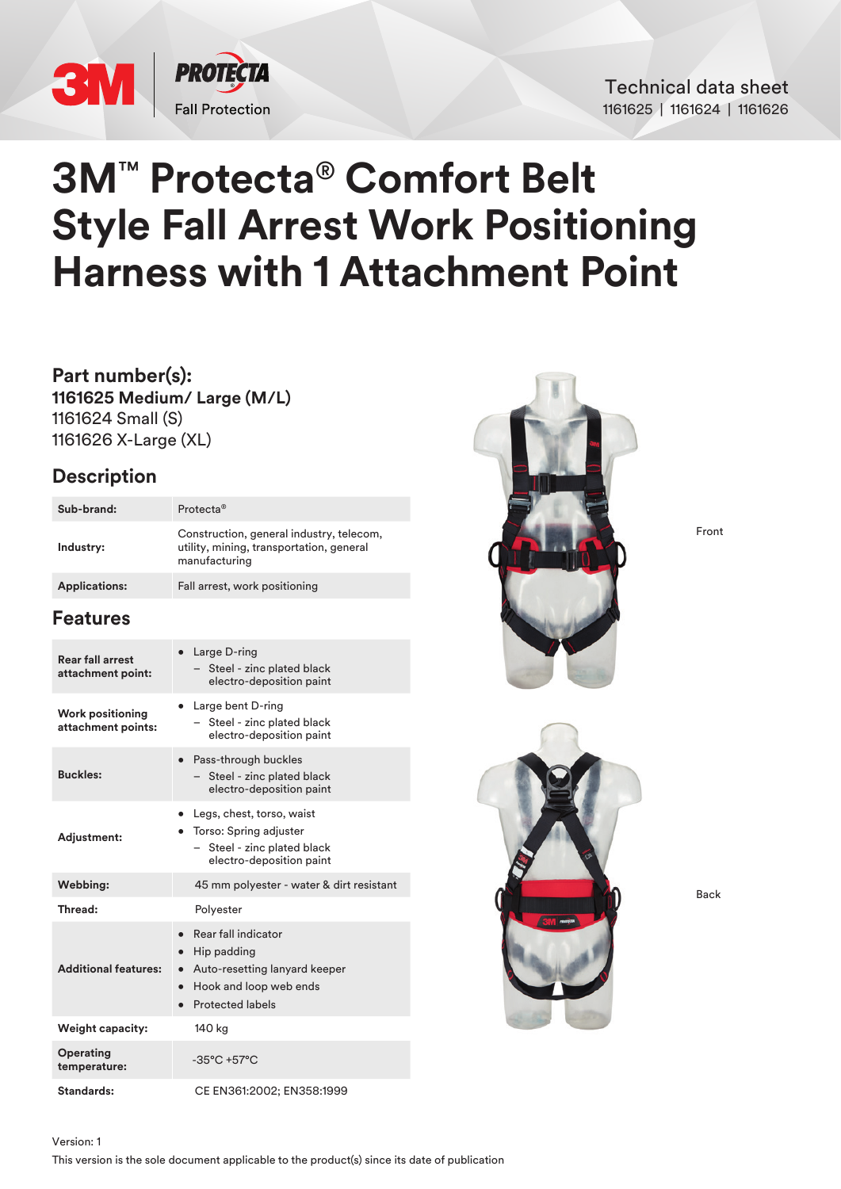Technical data sheet
1161625 | 1161624 | 1161626

# 3M™ Protecta® Comfort Belt Style Fall Arrest Work Positioning Harness with 1 Attachment Point

## Part number(s):

**1161625 Medium/ Large (M/L)**
1161624 Small (S)
1161626 X-Large (XL)

## Description

| | |
|---|---|
| **Sub-brand:** | Protecta® |
| **Industry:** | Construction, general industry, telecom, utility, mining, transportation, general manufacturing |
| **Applications:** | Fall arrest, work positioning |

## Features

| | |
|---|---|
| **Rear fall arrest attachment point:** | • Large D-ring<br>– Steel - zinc plated black electro-deposition paint |
| **Work positioning attachment points:** | • Large bent D-ring<br>– Steel - zinc plated black electro-deposition paint |
| **Buckles:** | • Pass-through buckles<br>– Steel - zinc plated black electro-deposition paint |
| **Adjustment:** | • Legs, chest, torso, waist<br>• Torso: Spring adjuster<br>– Steel - zinc plated black electro-deposition paint |
| **Webbing:** | 45 mm polyester - water & dirt resistant |
| **Thread:** | Polyester |
| **Additional features:** | • Rear fall indicator<br>• Hip padding<br>• Auto-resetting lanyard keeper<br>• Hook and loop web ends<br>• Protected labels |
| **Weight capacity:** | 140 kg |
| **Operating temperature:** | -35°C +57°C |
| **Standards:** | CE EN361:2002; EN358:1999 |

Front

Back

Version: 1
This version is the sole document applicable to the product(s) since its date of publication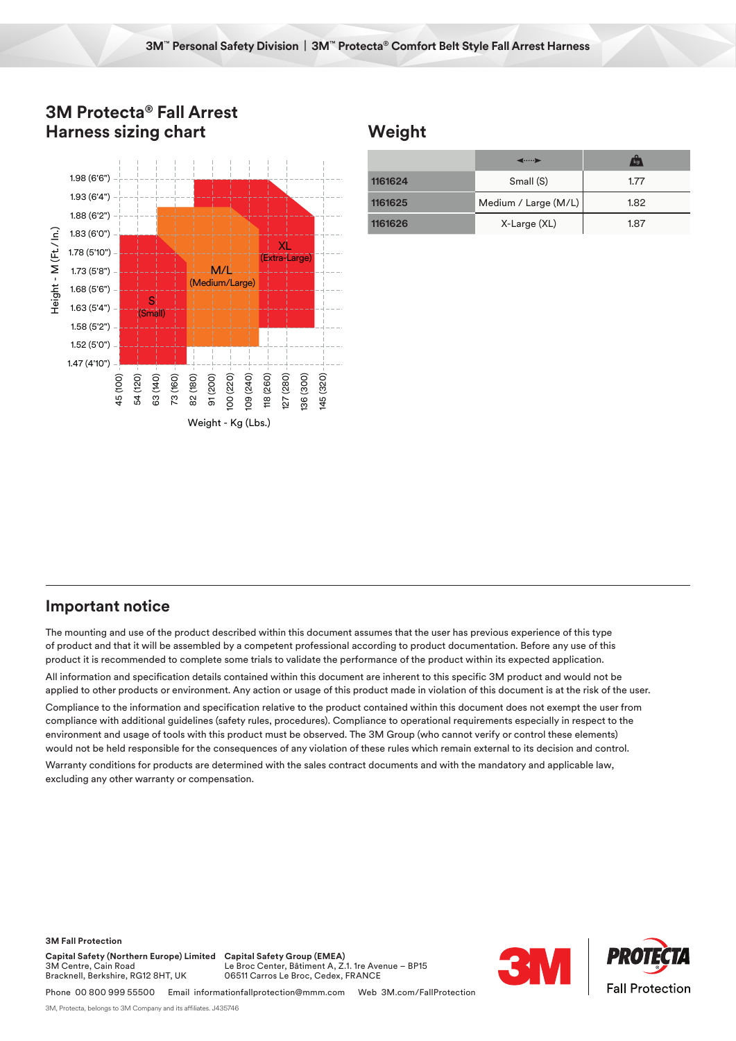## 3M Protecta® Fall Arrest Harness sizing chart

Height - M (Ft./In.)

1.98 (6'6")
1.93 (6'4")
1.88 (6'2")
1.83 (6'0")
1.78 (5'10")
1.73 (5'8")
1.68 (5'6")
1.63 (5'4")
1.58 (5'2")
1.52 (5'0")
1.47 (4'10")

45 (100)
54 (120)
63 (140)
73 (160)
82 (180)
91 (200)
100 (220)
109 (240)
118 (260)
127 (280)
136 (300)
145 (320)

Weight - Kg (Lbs.)

S (Small)

M/L (Medium/Large)

XL (Extra-Large)

## Weight

| | | kg |
|---|---|---|
| 1161624 | Small (S) | 1.77 |
| 1161625 | Medium / Large (M/L) | 1.82 |
| 1161626 | X-Large (XL) | 1.87 |

## Important notice

The mounting and use of the product described within this document assumes that the user has previous experience of this type of product and that it will be assembled by a competent professional according to product documentation. Before any use of this product it is recommended to complete some trials to validate the performance of the product within its expected application.

All information and specification details contained within this document are inherent to this specific 3M product and would not be applied to other products or environment. Any action or usage of this product made in violation of this document is at the risk of the user.

Compliance to the information and specification relative to the product contained within this document does not exempt the user from compliance with additional guidelines (safety rules, procedures). Compliance to operational requirements especially in respect to the environment and usage of tools with this product must be observed. The 3M Group (who cannot verify or control these elements) would not be held responsible for the consequences of any violation of these rules which remain external to its decision and control.

Warranty conditions for products are determined with the sales contract documents and with the mandatory and applicable law, excluding any other warranty or compensation.

**3M Fall Protection**

**Capital Safety (Northern Europe) Limited**
3M Centre, Cain Road
Bracknell, Berkshire, RG12 8HT, UK

**Capital Safety Group (EMEA)**
Le Broc Center, Bâtiment A, Z.1. 1re Avenue – BP15
06511 Carros Le Broc, Cedex, FRANCE

Phone 00 800 999 55500 Email informationfallprotection@mmm.com Web 3M.com/FallProtection

3M, Protecta, belongs to 3M Company and its affiliates. J435746